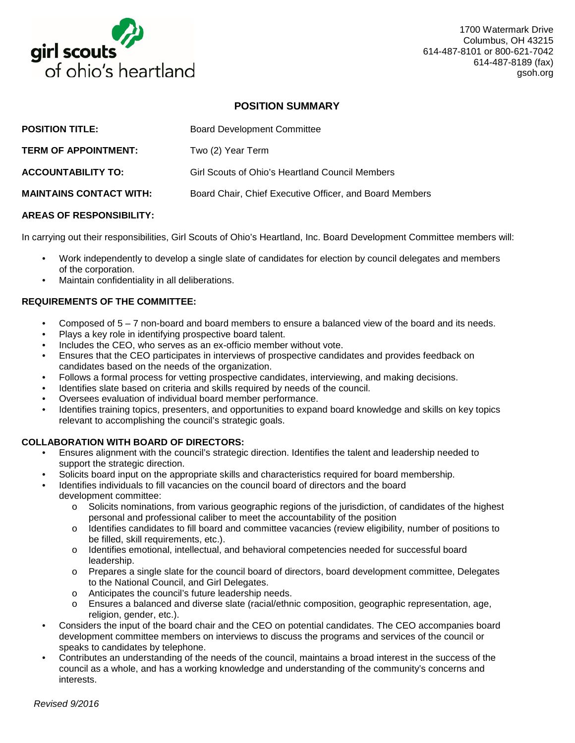girl scouts of ohio's heartland

1700 Watermark Drive
Columbus, OH 43215
614-487-8101 or 800-621-7042
614-487-8189 (fax)
gsoh.org

## POSITION SUMMARY

**POSITION TITLE:** Board Development Committee

**TERM OF APPOINTMENT:** Two (2) Year Term

**ACCOUNTABILITY TO:** Girl Scouts of Ohio's Heartland Council Members

**MAINTAINS CONTACT WITH:** Board Chair, Chief Executive Officer, and Board Members

**AREAS OF RESPONSIBILITY:**

In carrying out their responsibilities, Girl Scouts of Ohio's Heartland, Inc. Board Development Committee members will:

- Work independently to develop a single slate of candidates for election by council delegates and members of the corporation.
- Maintain confidentiality in all deliberations.

**REQUIREMENTS OF THE COMMITTEE:**

- Composed of 5 – 7 non-board and board members to ensure a balanced view of the board and its needs.
- Plays a key role in identifying prospective board talent.
- Includes the CEO, who serves as an ex-officio member without vote.
- Ensures that the CEO participates in interviews of prospective candidates and provides feedback on candidates based on the needs of the organization.
- Follows a formal process for vetting prospective candidates, interviewing, and making decisions.
- Identifies slate based on criteria and skills required by needs of the council.
- Oversees evaluation of individual board member performance.
- Identifies training topics, presenters, and opportunities to expand board knowledge and skills on key topics relevant to accomplishing the council's strategic goals.

**COLLABORATION WITH BOARD OF DIRECTORS:**

- Ensures alignment with the council's strategic direction. Identifies the talent and leadership needed to support the strategic direction.
- Solicits board input on the appropriate skills and characteristics required for board membership.
- Identifies individuals to fill vacancies on the council board of directors and the board development committee:
  - Solicits nominations, from various geographic regions of the jurisdiction, of candidates of the highest personal and professional caliber to meet the accountability of the position
  - Identifies candidates to fill board and committee vacancies (review eligibility, number of positions to be filled, skill requirements, etc.).
  - Identifies emotional, intellectual, and behavioral competencies needed for successful board leadership.
  - Prepares a single slate for the council board of directors, board development committee, Delegates to the National Council, and Girl Delegates.
  - Anticipates the council's future leadership needs.
  - Ensures a balanced and diverse slate (racial/ethnic composition, geographic representation, age, religion, gender, etc.).
- Considers the input of the board chair and the CEO on potential candidates. The CEO accompanies board development committee members on interviews to discuss the programs and services of the council or speaks to candidates by telephone.
- Contributes an understanding of the needs of the council, maintains a broad interest in the success of the council as a whole, and has a working knowledge and understanding of the community's concerns and interests.

*Revised 9/2016*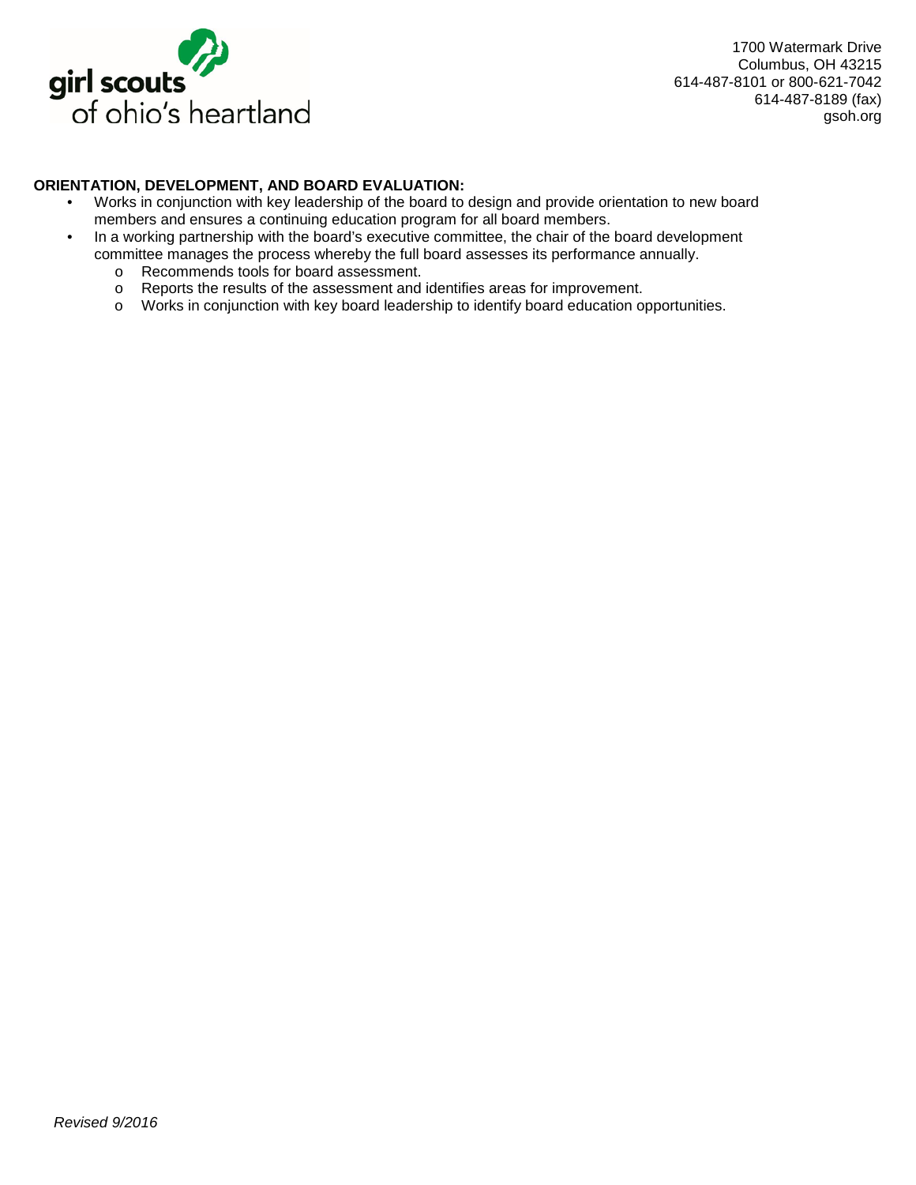**ORIENTATION, DEVELOPMENT, AND BOARD EVALUATION:**

- Works in conjunction with key leadership of the board to design and provide orientation to new board members and ensures a continuing education program for all board members.
- In a working partnership with the board's executive committee, the chair of the board development committee manages the process whereby the full board assesses its performance annually.
  - Recommends tools for board assessment.
  - Reports the results of the assessment and identifies areas for improvement.
  - Works in conjunction with key board leadership to identify board education opportunities.

*Revised 9/2016*